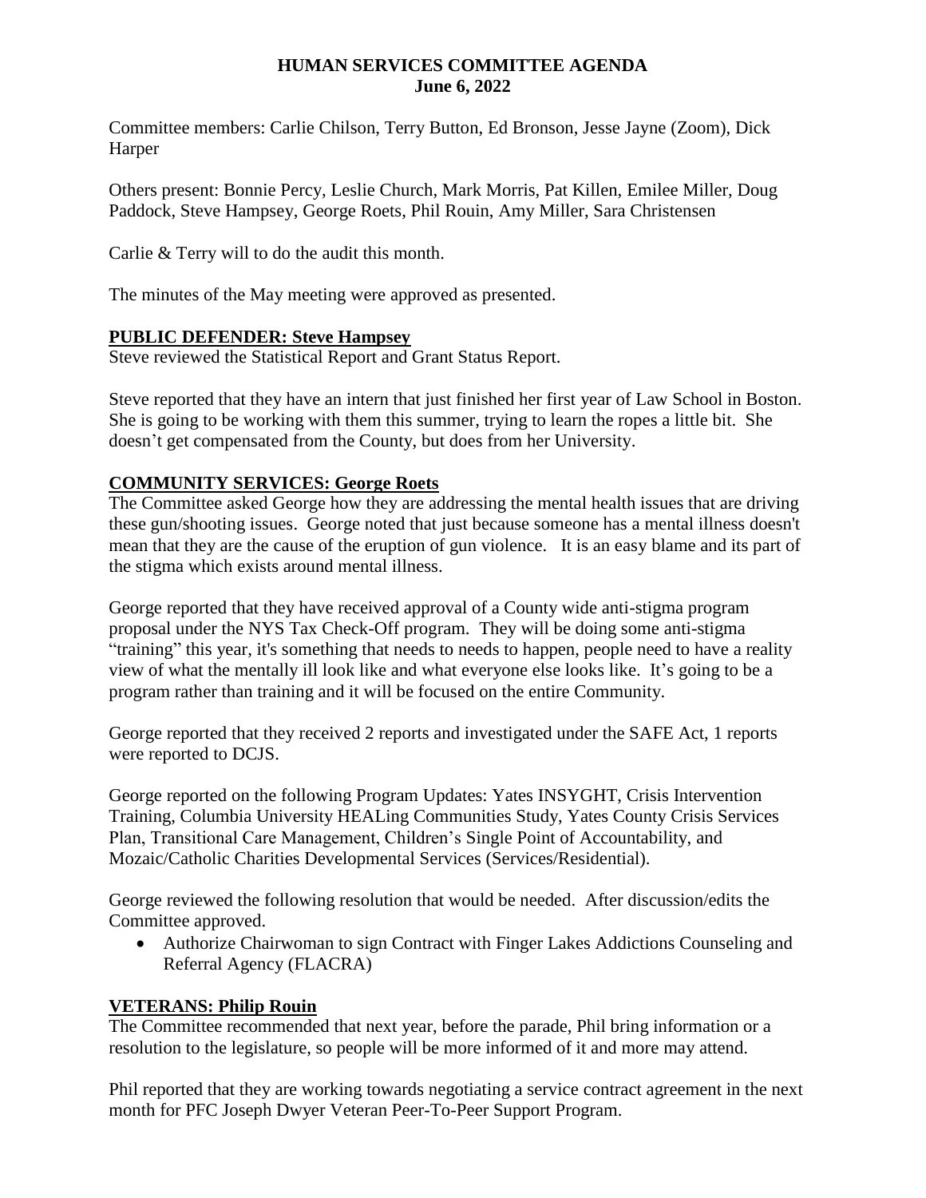# HUMAN SERVICES COMMITTEE AGENDA
## June 6, 2022

Committee members: Carlie Chilson, Terry Button, Ed Bronson, Jesse Jayne (Zoom), Dick Harper

Others present: Bonnie Percy, Leslie Church, Mark Morris, Pat Killen, Emilee Miller, Doug Paddock, Steve Hampsey, George Roets, Phil Rouin, Amy Miller, Sara Christensen

Carlie & Terry will to do the audit this month.

The minutes of the May meeting were approved as presented.

**PUBLIC DEFENDER: Steve Hampsey**

Steve reviewed the Statistical Report and Grant Status Report.

Steve reported that they have an intern that just finished her first year of Law School in Boston. She is going to be working with them this summer, trying to learn the ropes a little bit. She doesn't get compensated from the County, but does from her University.

**COMMUNITY SERVICES: George Roets**

The Committee asked George how they are addressing the mental health issues that are driving these gun/shooting issues. George noted that just because someone has a mental illness doesn't mean that they are the cause of the eruption of gun violence. It is an easy blame and its part of the stigma which exists around mental illness.

George reported that they have received approval of a County wide anti-stigma program proposal under the NYS Tax Check-Off program. They will be doing some anti-stigma "training" this year, it's something that needs to needs to happen, people need to have a reality view of what the mentally ill look like and what everyone else looks like. It's going to be a program rather than training and it will be focused on the entire Community.

George reported that they received 2 reports and investigated under the SAFE Act, 1 reports were reported to DCJS.

George reported on the following Program Updates: Yates INSYGHT, Crisis Intervention Training, Columbia University HEALing Communities Study, Yates County Crisis Services Plan, Transitional Care Management, Children's Single Point of Accountability, and Mozaic/Catholic Charities Developmental Services (Services/Residential).

George reviewed the following resolution that would be needed. After discussion/edits the Committee approved.

- Authorize Chairwoman to sign Contract with Finger Lakes Addictions Counseling and Referral Agency (FLACRA)

**VETERANS: Philip Rouin**

The Committee recommended that next year, before the parade, Phil bring information or a resolution to the legislature, so people will be more informed of it and more may attend.

Phil reported that they are working towards negotiating a service contract agreement in the next month for PFC Joseph Dwyer Veteran Peer-To-Peer Support Program.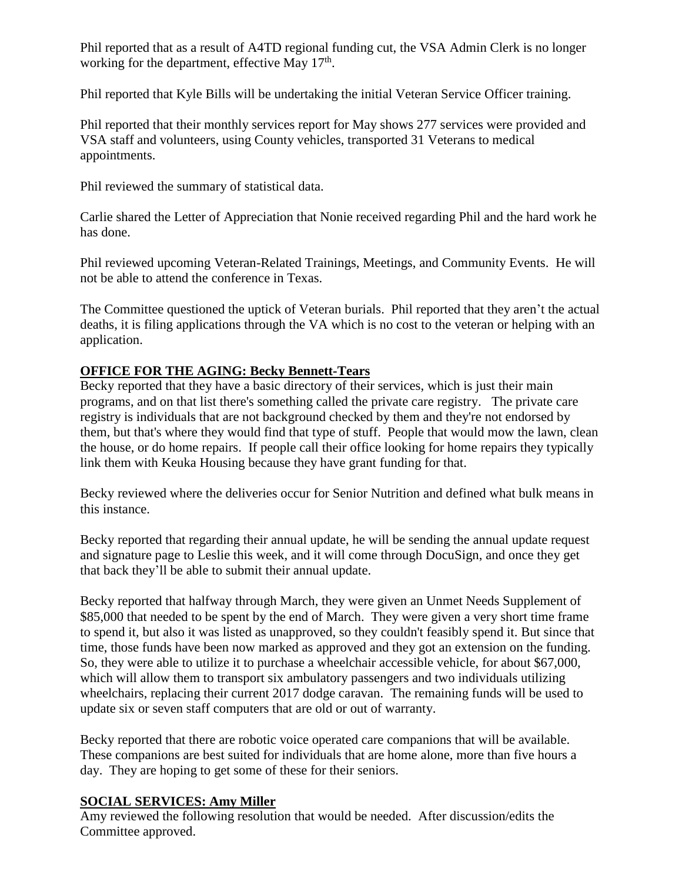Phil reported that as a result of A4TD regional funding cut, the VSA Admin Clerk is no longer working for the department, effective May 17th.

Phil reported that Kyle Bills will be undertaking the initial Veteran Service Officer training.

Phil reported that their monthly services report for May shows 277 services were provided and VSA staff and volunteers, using County vehicles, transported 31 Veterans to medical appointments.

Phil reviewed the summary of statistical data.

Carlie shared the Letter of Appreciation that Nonie received regarding Phil and the hard work he has done.

Phil reviewed upcoming Veteran-Related Trainings, Meetings, and Community Events. He will not be able to attend the conference in Texas.

The Committee questioned the uptick of Veteran burials. Phil reported that they aren't the actual deaths, it is filing applications through the VA which is no cost to the veteran or helping with an application.

**OFFICE FOR THE AGING: Becky Bennett-Tears**

Becky reported that they have a basic directory of their services, which is just their main programs, and on that list there's something called the private care registry. The private care registry is individuals that are not background checked by them and they're not endorsed by them, but that's where they would find that type of stuff. People that would mow the lawn, clean the house, or do home repairs. If people call their office looking for home repairs they typically link them with Keuka Housing because they have grant funding for that.

Becky reviewed where the deliveries occur for Senior Nutrition and defined what bulk means in this instance.

Becky reported that regarding their annual update, he will be sending the annual update request and signature page to Leslie this week, and it will come through DocuSign, and once they get that back they'll be able to submit their annual update.

Becky reported that halfway through March, they were given an Unmet Needs Supplement of $85,000 that needed to be spent by the end of March. They were given a very short time frame to spend it, but also it was listed as unapproved, so they couldn't feasibly spend it. But since that time, those funds have been now marked as approved and they got an extension on the funding. So, they were able to utilize it to purchase a wheelchair accessible vehicle, for about $67,000, which will allow them to transport six ambulatory passengers and two individuals utilizing wheelchairs, replacing their current 2017 dodge caravan. The remaining funds will be used to update six or seven staff computers that are old or out of warranty.

Becky reported that there are robotic voice operated care companions that will be available. These companions are best suited for individuals that are home alone, more than five hours a day. They are hoping to get some of these for their seniors.

**SOCIAL SERVICES: Amy Miller**

Amy reviewed the following resolution that would be needed. After discussion/edits the Committee approved.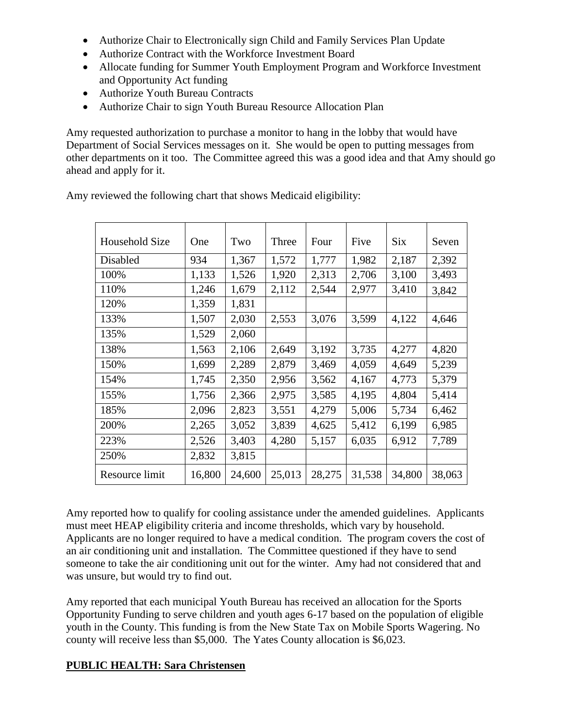- Authorize Chair to Electronically sign Child and Family Services Plan Update
- Authorize Contract with the Workforce Investment Board
- Allocate funding for Summer Youth Employment Program and Workforce Investment and Opportunity Act funding
- Authorize Youth Bureau Contracts
- Authorize Chair to sign Youth Bureau Resource Allocation Plan

Amy requested authorization to purchase a monitor to hang in the lobby that would have Department of Social Services messages on it. She would be open to putting messages from other departments on it too. The Committee agreed this was a good idea and that Amy should go ahead and apply for it.

Amy reviewed the following chart that shows Medicaid eligibility:

| Household Size | One | Two | Three | Four | Five | Six | Seven |
|---|---|---|---|---|---|---|---|
| Disabled | 934 | 1,367 | 1,572 | 1,777 | 1,982 | 2,187 | 2,392 |
| 100% | 1,133 | 1,526 | 1,920 | 2,313 | 2,706 | 3,100 | 3,493 |
| 110% | 1,246 | 1,679 | 2,112 | 2,544 | 2,977 | 3,410 | 3,842 |
| 120% | 1,359 | 1,831 | | | | | |
| 133% | 1,507 | 2,030 | 2,553 | 3,076 | 3,599 | 4,122 | 4,646 |
| 135% | 1,529 | 2,060 | | | | | |
| 138% | 1,563 | 2,106 | 2,649 | 3,192 | 3,735 | 4,277 | 4,820 |
| 150% | 1,699 | 2,289 | 2,879 | 3,469 | 4,059 | 4,649 | 5,239 |
| 154% | 1,745 | 2,350 | 2,956 | 3,562 | 4,167 | 4,773 | 5,379 |
| 155% | 1,756 | 2,366 | 2,975 | 3,585 | 4,195 | 4,804 | 5,414 |
| 185% | 2,096 | 2,823 | 3,551 | 4,279 | 5,006 | 5,734 | 6,462 |
| 200% | 2,265 | 3,052 | 3,839 | 4,625 | 5,412 | 6,199 | 6,985 |
| 223% | 2,526 | 3,403 | 4,280 | 5,157 | 6,035 | 6,912 | 7,789 |
| 250% | 2,832 | 3,815 | | | | | |
| Resource limit | 16,800 | 24,600 | 25,013 | 28,275 | 31,538 | 34,800 | 38,063 |

Amy reported how to qualify for cooling assistance under the amended guidelines. Applicants must meet HEAP eligibility criteria and income thresholds, which vary by household. Applicants are no longer required to have a medical condition. The program covers the cost of an air conditioning unit and installation. The Committee questioned if they have to send someone to take the air conditioning unit out for the winter. Amy had not considered that and was unsure, but would try to find out.

Amy reported that each municipal Youth Bureau has received an allocation for the Sports Opportunity Funding to serve children and youth ages 6-17 based on the population of eligible youth in the County. This funding is from the New State Tax on Mobile Sports Wagering. No county will receive less than $5,000. The Yates County allocation is $6,023.

**PUBLIC HEALTH: Sara Christensen**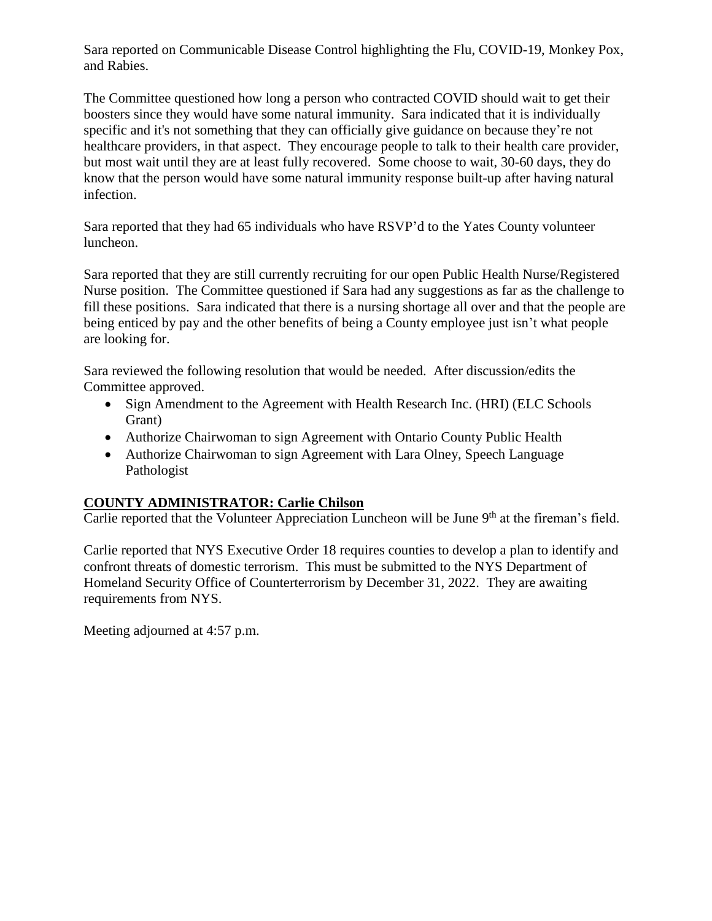Sara reported on Communicable Disease Control highlighting the Flu, COVID-19, Monkey Pox, and Rabies.

The Committee questioned how long a person who contracted COVID should wait to get their boosters since they would have some natural immunity. Sara indicated that it is individually specific and it's not something that they can officially give guidance on because they're not healthcare providers, in that aspect. They encourage people to talk to their health care provider, but most wait until they are at least fully recovered. Some choose to wait, 30-60 days, they do know that the person would have some natural immunity response built-up after having natural infection.

Sara reported that they had 65 individuals who have RSVP'd to the Yates County volunteer luncheon.

Sara reported that they are still currently recruiting for our open Public Health Nurse/Registered Nurse position. The Committee questioned if Sara had any suggestions as far as the challenge to fill these positions. Sara indicated that there is a nursing shortage all over and that the people are being enticed by pay and the other benefits of being a County employee just isn't what people are looking for.

Sara reviewed the following resolution that would be needed. After discussion/edits the Committee approved.

- Sign Amendment to the Agreement with Health Research Inc. (HRI) (ELC Schools Grant)
- Authorize Chairwoman to sign Agreement with Ontario County Public Health
- Authorize Chairwoman to sign Agreement with Lara Olney, Speech Language Pathologist

**COUNTY ADMINISTRATOR: Carlie Chilson**

Carlie reported that the Volunteer Appreciation Luncheon will be June 9th at the fireman's field.

Carlie reported that NYS Executive Order 18 requires counties to develop a plan to identify and confront threats of domestic terrorism. This must be submitted to the NYS Department of Homeland Security Office of Counterterrorism by December 31, 2022. They are awaiting requirements from NYS.

Meeting adjourned at 4:57 p.m.